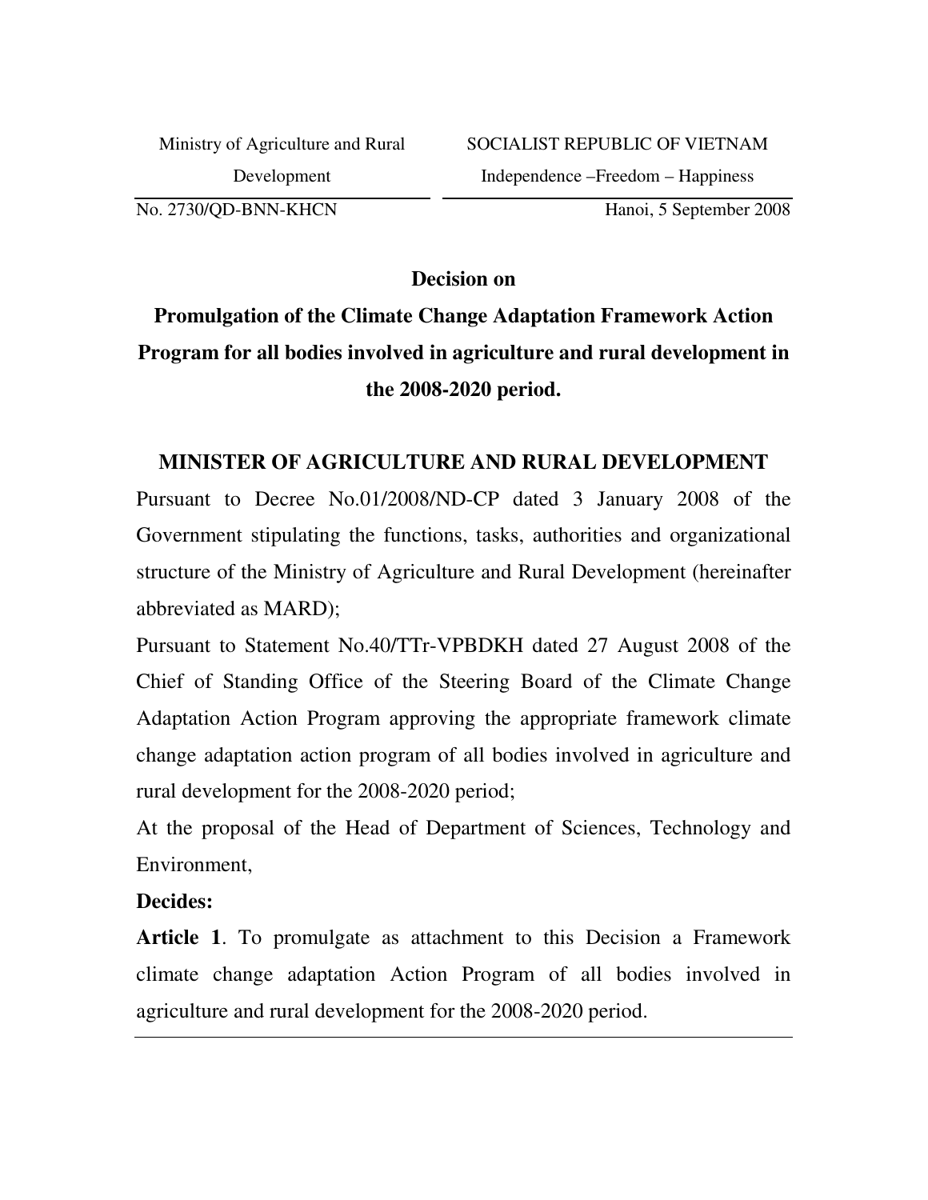| Ministry of Agriculture and Rural Development | SOCIALIST REPUBLIC OF VIETNAM Independence –Freedom – Happiness |
| --- | --- |
| No. 2730/QD-BNN-KHCN | Hanoi, 5 September 2008 |

**Decision on**

# Promulgation of the Climate Change Adaptation Framework Action Program for all bodies involved in agriculture and rural development in the 2008-2020 period.

## MINISTER OF AGRICULTURE AND RURAL DEVELOPMENT

Pursuant to Decree No.01/2008/ND-CP dated 3 January 2008 of the Government stipulating the functions, tasks, authorities and organizational structure of the Ministry of Agriculture and Rural Development (hereinafter abbreviated as MARD);

Pursuant to Statement No.40/TTr-VPBDKH dated 27 August 2008 of the Chief of Standing Office of the Steering Board of the Climate Change Adaptation Action Program approving the appropriate framework climate change adaptation action program of all bodies involved in agriculture and rural development for the 2008-2020 period;

At the proposal of the Head of Department of Sciences, Technology and Environment,

**Decides:**

**Article 1**. To promulgate as attachment to this Decision a Framework climate change adaptation Action Program of all bodies involved in agriculture and rural development for the 2008-2020 period.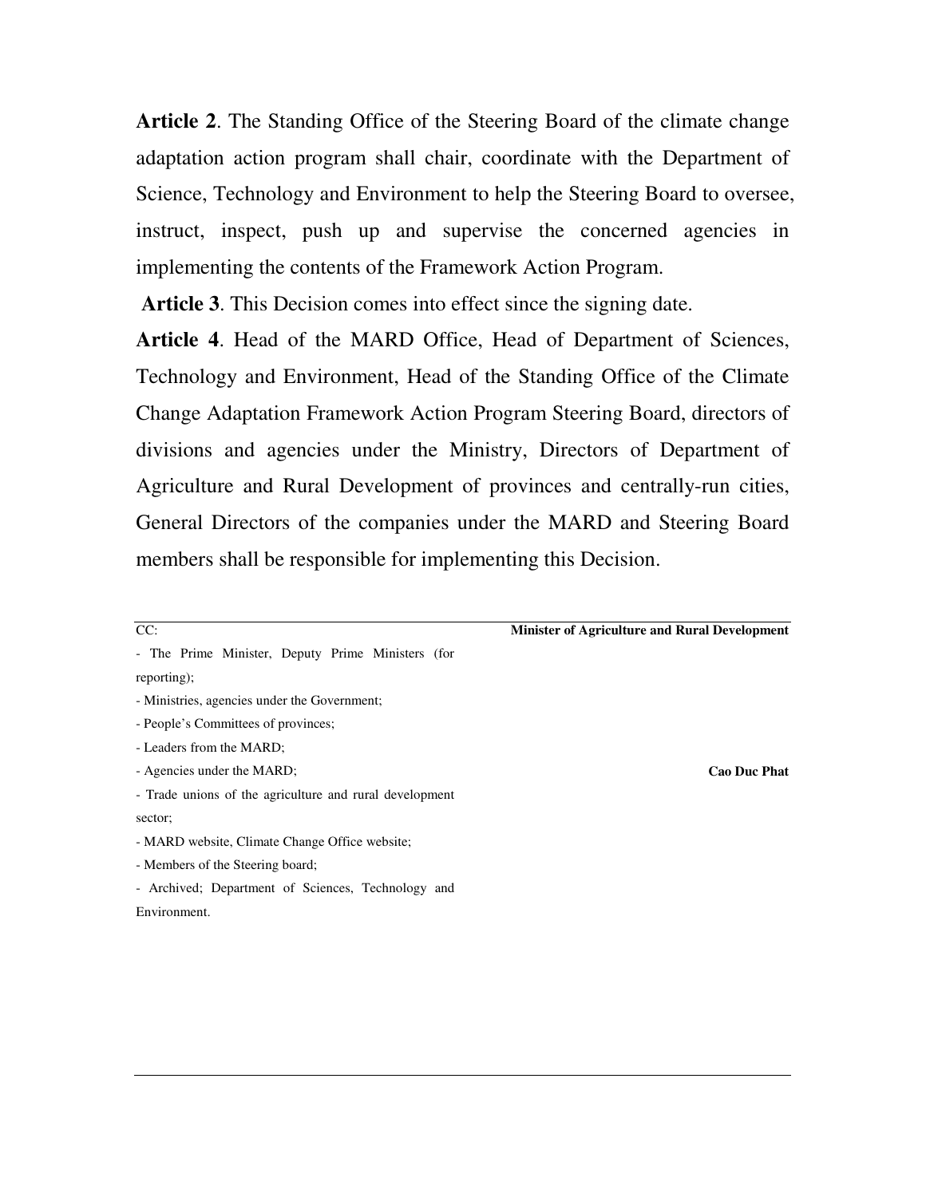**Article 2**. The Standing Office of the Steering Board of the climate change adaptation action program shall chair, coordinate with the Department of Science, Technology and Environment to help the Steering Board to oversee, instruct, inspect, push up and supervise the concerned agencies in implementing the contents of the Framework Action Program.

**Article 3**. This Decision comes into effect since the signing date.

**Article 4**. Head of the MARD Office, Head of Department of Sciences, Technology and Environment, Head of the Standing Office of the Climate Change Adaptation Framework Action Program Steering Board, directors of divisions and agencies under the Ministry, Directors of Department of Agriculture and Rural Development of provinces and centrally-run cities, General Directors of the companies under the MARD and Steering Board members shall be responsible for implementing this Decision.

CC:
- The Prime Minister, Deputy Prime Ministers (for reporting);
- Ministries, agencies under the Government;
- People's Committees of provinces;
- Leaders from the MARD;
- Agencies under the MARD;
- Trade unions of the agriculture and rural development sector;
- MARD website, Climate Change Office website;
- Members of the Steering board;
- Archived; Department of Sciences, Technology and Environment.

**Minister of Agriculture and Rural Development**

**Cao Duc Phat**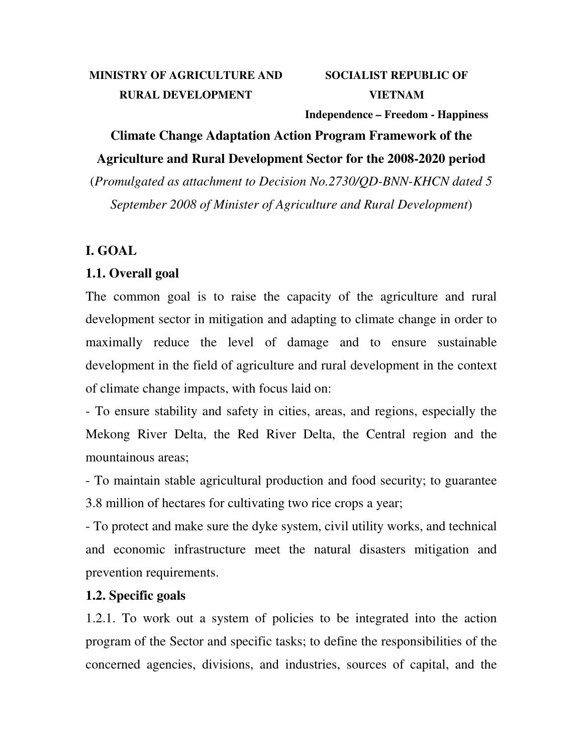**MINISTRY OF AGRICULTURE AND RURAL DEVELOPMENT**

**SOCIALIST REPUBLIC OF VIETNAM**
**Independence – Freedom - Happiness**

# Climate Change Adaptation Action Program Framework of the Agriculture and Rural Development Sector for the 2008-2020 period

(*Promulgated as attachment to Decision No.2730/QD-BNN-KHCN dated 5 September 2008 of Minister of Agriculture and Rural Development*)

## I. GOAL

### 1.1. Overall goal

The common goal is to raise the capacity of the agriculture and rural development sector in mitigation and adapting to climate change in order to maximally reduce the level of damage and to ensure sustainable development in the field of agriculture and rural development in the context of climate change impacts, with focus laid on:

- To ensure stability and safety in cities, areas, and regions, especially the Mekong River Delta, the Red River Delta, the Central region and the mountainous areas;
- To maintain stable agricultural production and food security; to guarantee 3.8 million of hectares for cultivating two rice crops a year;
- To protect and make sure the dyke system, civil utility works, and technical and economic infrastructure meet the natural disasters mitigation and prevention requirements.

### 1.2. Specific goals

1.2.1. To work out a system of policies to be integrated into the action program of the Sector and specific tasks; to define the responsibilities of the concerned agencies, divisions, and industries, sources of capital, and the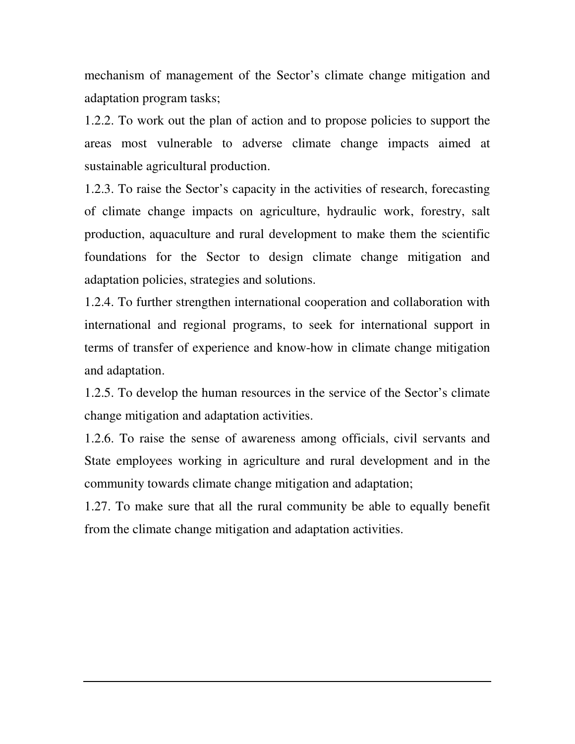mechanism of management of the Sector's climate change mitigation and adaptation program tasks;

1.2.2. To work out the plan of action and to propose policies to support the areas most vulnerable to adverse climate change impacts aimed at sustainable agricultural production.

1.2.3. To raise the Sector's capacity in the activities of research, forecasting of climate change impacts on agriculture, hydraulic work, forestry, salt production, aquaculture and rural development to make them the scientific foundations for the Sector to design climate change mitigation and adaptation policies, strategies and solutions.

1.2.4. To further strengthen international cooperation and collaboration with international and regional programs, to seek for international support in terms of transfer of experience and know-how in climate change mitigation and adaptation.

1.2.5. To develop the human resources in the service of the Sector's climate change mitigation and adaptation activities.

1.2.6. To raise the sense of awareness among officials, civil servants and State employees working in agriculture and rural development and in the community towards climate change mitigation and adaptation;

1.27. To make sure that all the rural community be able to equally benefit from the climate change mitigation and adaptation activities.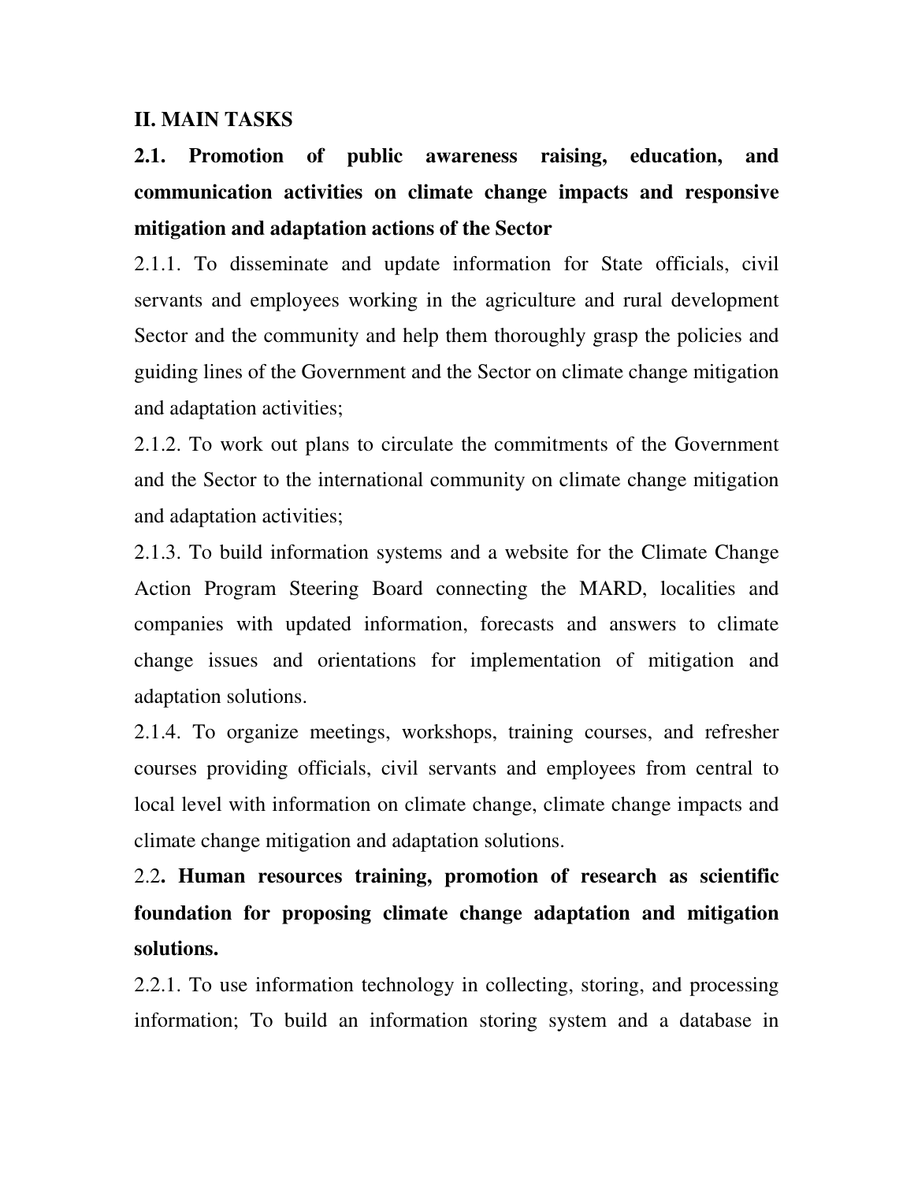## II. MAIN TASKS

### 2.1. Promotion of public awareness raising, education, and communication activities on climate change impacts and responsive mitigation and adaptation actions of the Sector

2.1.1. To disseminate and update information for State officials, civil servants and employees working in the agriculture and rural development Sector and the community and help them thoroughly grasp the policies and guiding lines of the Government and the Sector on climate change mitigation and adaptation activities;

2.1.2. To work out plans to circulate the commitments of the Government and the Sector to the international community on climate change mitigation and adaptation activities;

2.1.3. To build information systems and a website for the Climate Change Action Program Steering Board connecting the MARD, localities and companies with updated information, forecasts and answers to climate change issues and orientations for implementation of mitigation and adaptation solutions.

2.1.4. To organize meetings, workshops, training courses, and refresher courses providing officials, civil servants and employees from central to local level with information on climate change, climate change impacts and climate change mitigation and adaptation solutions.

### 2.2. Human resources training, promotion of research as scientific foundation for proposing climate change adaptation and mitigation solutions.

2.2.1. To use information technology in collecting, storing, and processing information; To build an information storing system and a database in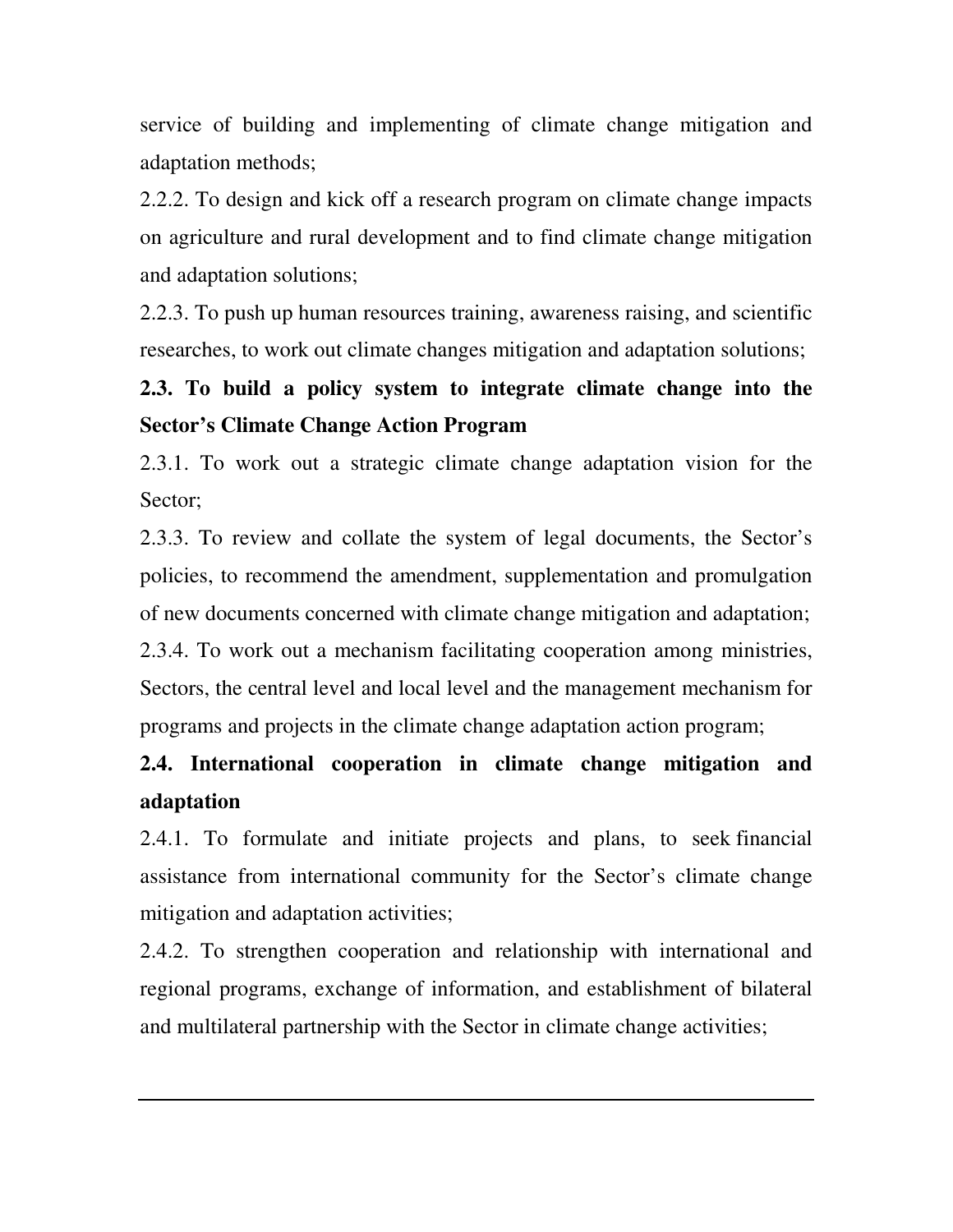service of building and implementing of climate change mitigation and adaptation methods;

2.2.2. To design and kick off a research program on climate change impacts on agriculture and rural development and to find climate change mitigation and adaptation solutions;

2.2.3. To push up human resources training, awareness raising, and scientific researches, to work out climate changes mitigation and adaptation solutions;

**2.3. To build a policy system to integrate climate change into the Sector's Climate Change Action Program**

2.3.1. To work out a strategic climate change adaptation vision for the Sector;

2.3.3. To review and collate the system of legal documents, the Sector's policies, to recommend the amendment, supplementation and promulgation of new documents concerned with climate change mitigation and adaptation;

2.3.4. To work out a mechanism facilitating cooperation among ministries, Sectors, the central level and local level and the management mechanism for programs and projects in the climate change adaptation action program;

**2.4. International cooperation in climate change mitigation and adaptation**

2.4.1. To formulate and initiate projects and plans, to seek financial assistance from international community for the Sector's climate change mitigation and adaptation activities;

2.4.2. To strengthen cooperation and relationship with international and regional programs, exchange of information, and establishment of bilateral and multilateral partnership with the Sector in climate change activities;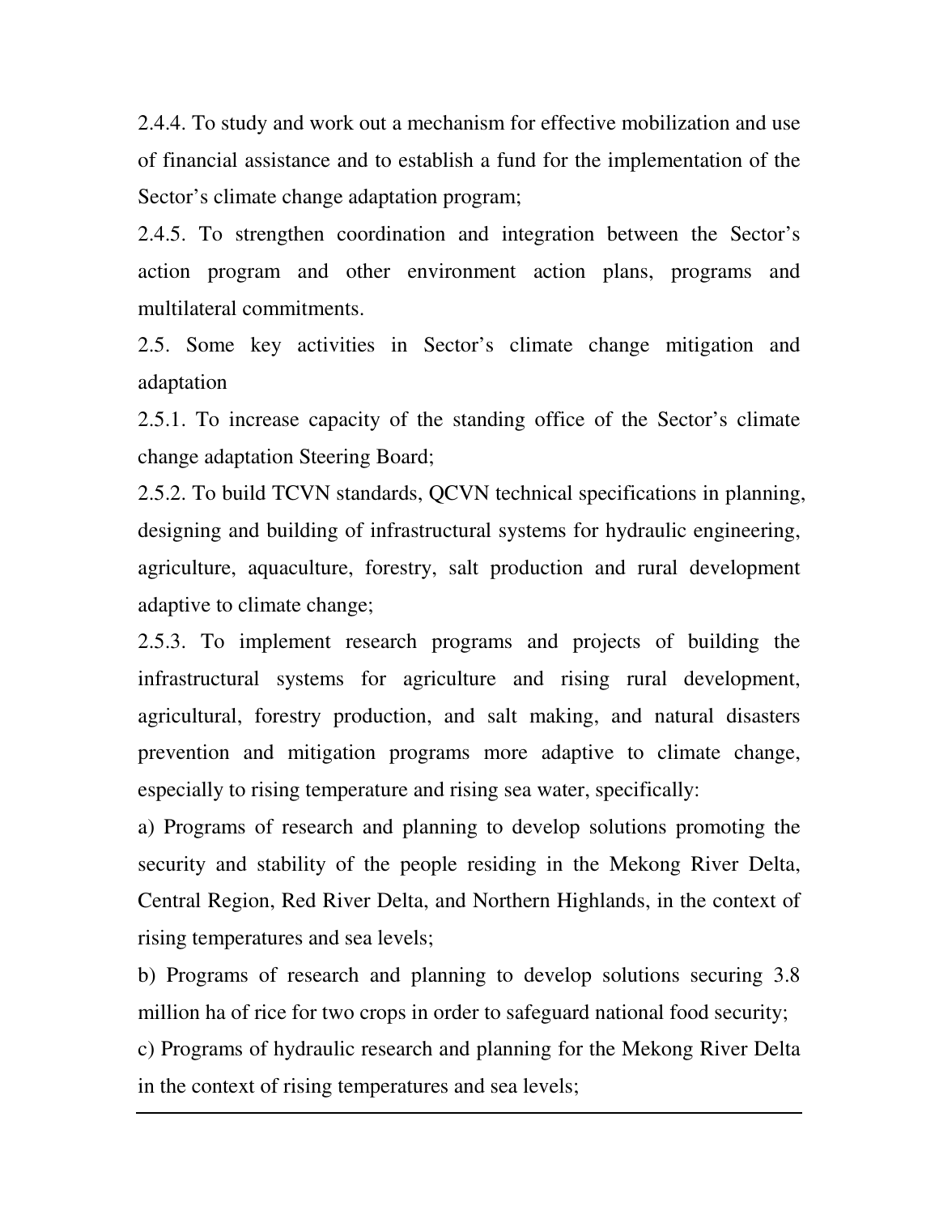2.4.4. To study and work out a mechanism for effective mobilization and use of financial assistance and to establish a fund for the implementation of the Sector's climate change adaptation program;

2.4.5. To strengthen coordination and integration between the Sector's action program and other environment action plans, programs and multilateral commitments.

2.5. Some key activities in Sector's climate change mitigation and adaptation

2.5.1. To increase capacity of the standing office of the Sector's climate change adaptation Steering Board;

2.5.2. To build TCVN standards, QCVN technical specifications in planning, designing and building of infrastructural systems for hydraulic engineering, agriculture, aquaculture, forestry, salt production and rural development adaptive to climate change;

2.5.3. To implement research programs and projects of building the infrastructural systems for agriculture and rising rural development, agricultural, forestry production, and salt making, and natural disasters prevention and mitigation programs more adaptive to climate change, especially to rising temperature and rising sea water, specifically:

a) Programs of research and planning to develop solutions promoting the security and stability of the people residing in the Mekong River Delta, Central Region, Red River Delta, and Northern Highlands, in the context of rising temperatures and sea levels;

b) Programs of research and planning to develop solutions securing 3.8 million ha of rice for two crops in order to safeguard national food security;

c) Programs of hydraulic research and planning for the Mekong River Delta in the context of rising temperatures and sea levels;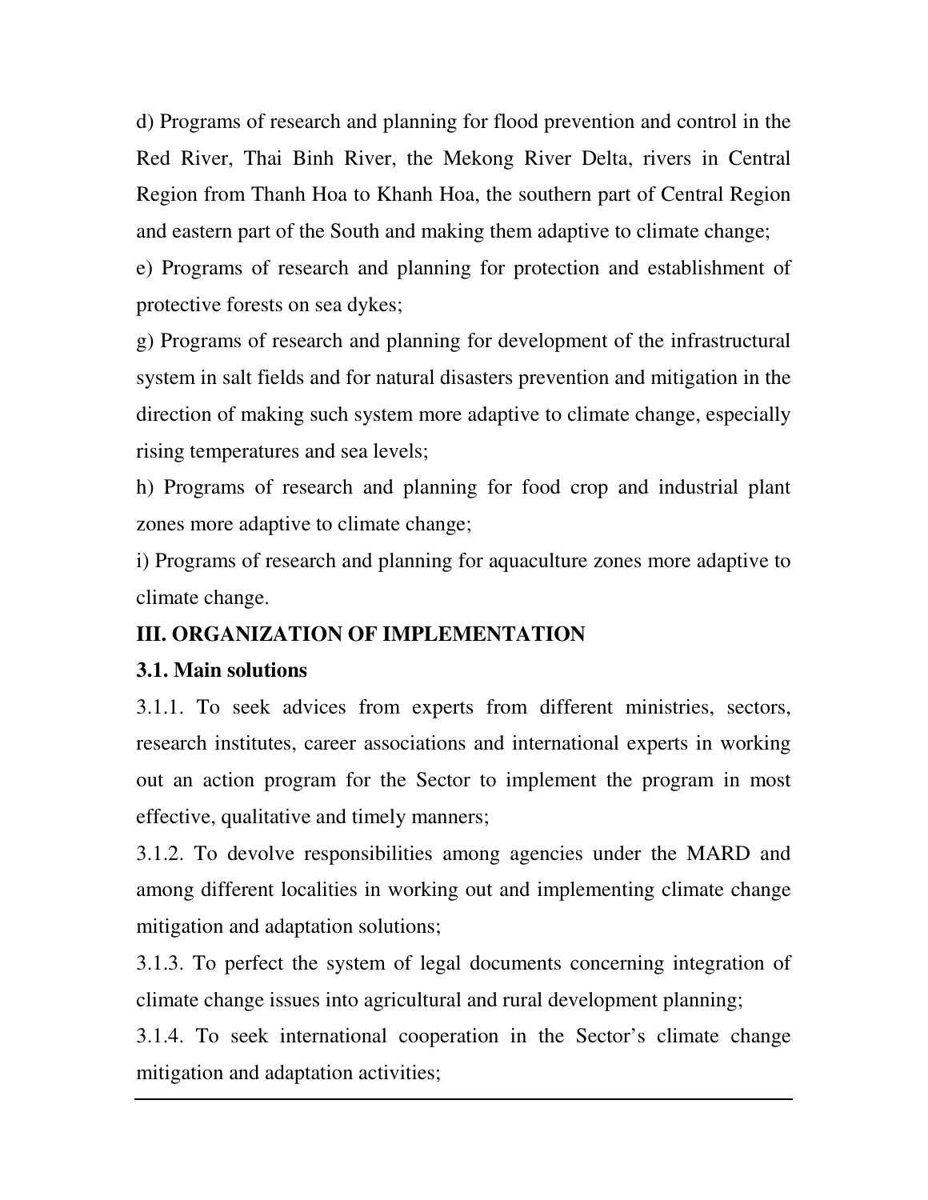d) Programs of research and planning for flood prevention and control in the Red River, Thai Binh River, the Mekong River Delta, rivers in Central Region from Thanh Hoa to Khanh Hoa, the southern part of Central Region and eastern part of the South and making them adaptive to climate change;

e) Programs of research and planning for protection and establishment of protective forests on sea dykes;

g) Programs of research and planning for development of the infrastructural system in salt fields and for natural disasters prevention and mitigation in the direction of making such system more adaptive to climate change, especially rising temperatures and sea levels;

h) Programs of research and planning for food crop and industrial plant zones more adaptive to climate change;

i) Programs of research and planning for aquaculture zones more adaptive to climate change.

## III. ORGANIZATION OF IMPLEMENTATION

### 3.1. Main solutions

3.1.1. To seek advices from experts from different ministries, sectors, research institutes, career associations and international experts in working out an action program for the Sector to implement the program in most effective, qualitative and timely manners;

3.1.2. To devolve responsibilities among agencies under the MARD and among different localities in working out and implementing climate change mitigation and adaptation solutions;

3.1.3. To perfect the system of legal documents concerning integration of climate change issues into agricultural and rural development planning;

3.1.4. To seek international cooperation in the Sector's climate change mitigation and adaptation activities;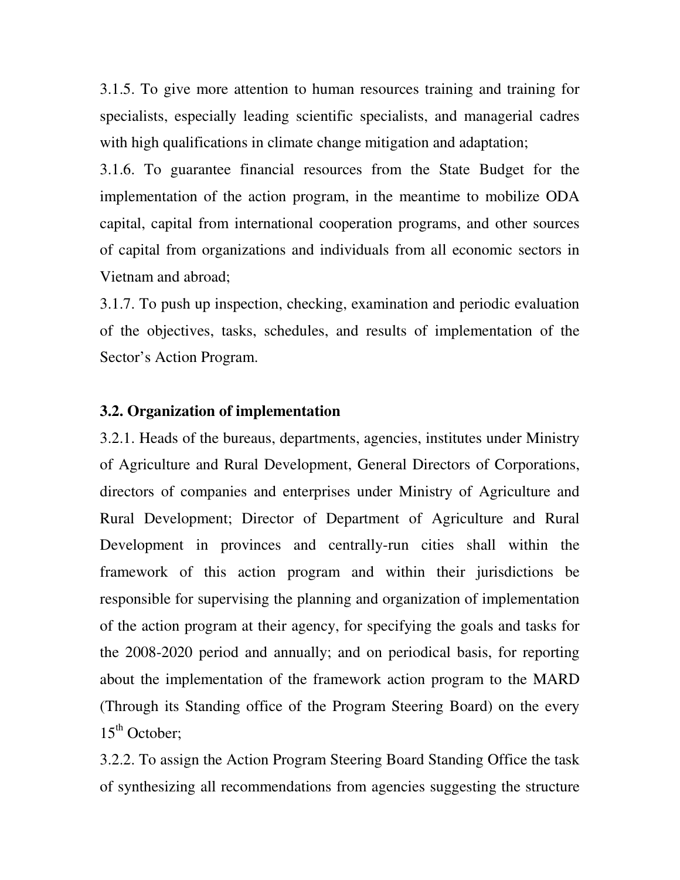3.1.5. To give more attention to human resources training and training for specialists, especially leading scientific specialists, and managerial cadres with high qualifications in climate change mitigation and adaptation;

3.1.6. To guarantee financial resources from the State Budget for the implementation of the action program, in the meantime to mobilize ODA capital, capital from international cooperation programs, and other sources of capital from organizations and individuals from all economic sectors in Vietnam and abroad;

3.1.7. To push up inspection, checking, examination and periodic evaluation of the objectives, tasks, schedules, and results of implementation of the Sector's Action Program.

### 3.2. Organization of implementation

3.2.1. Heads of the bureaus, departments, agencies, institutes under Ministry of Agriculture and Rural Development, General Directors of Corporations, directors of companies and enterprises under Ministry of Agriculture and Rural Development; Director of Department of Agriculture and Rural Development in provinces and centrally-run cities shall within the framework of this action program and within their jurisdictions be responsible for supervising the planning and organization of implementation of the action program at their agency, for specifying the goals and tasks for the 2008-2020 period and annually; and on periodical basis, for reporting about the implementation of the framework action program to the MARD (Through its Standing office of the Program Steering Board) on the every 15th October;

3.2.2. To assign the Action Program Steering Board Standing Office the task of synthesizing all recommendations from agencies suggesting the structure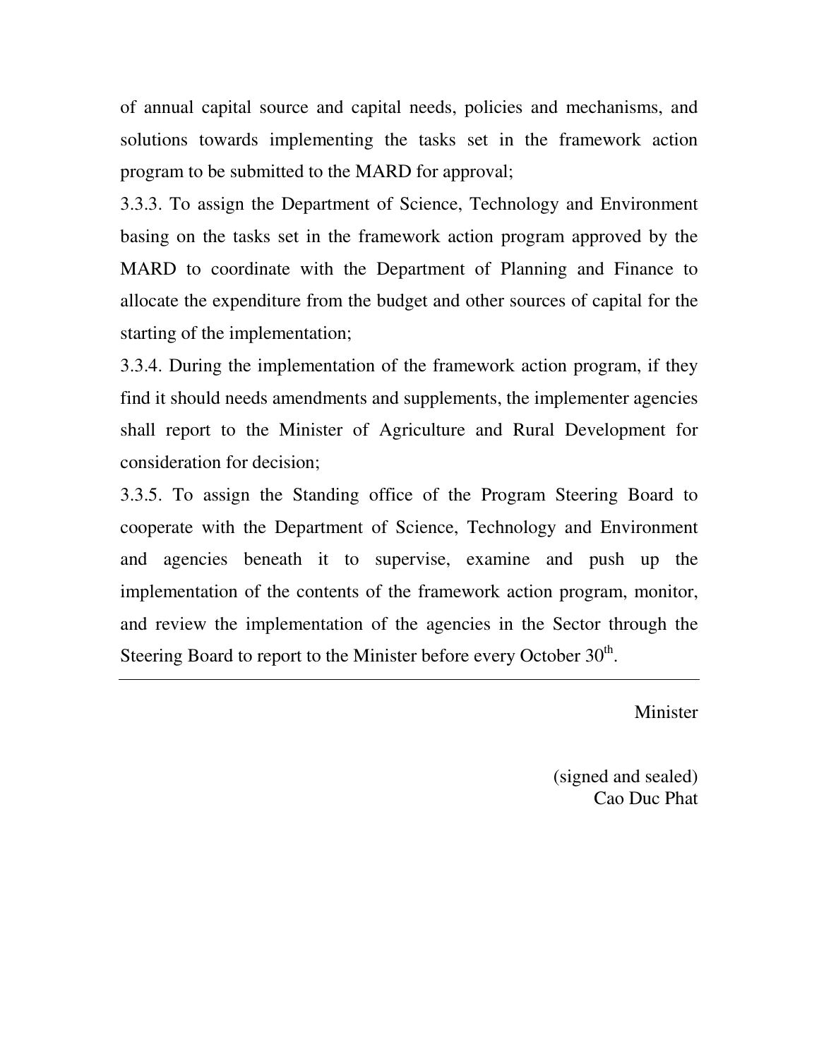of annual capital source and capital needs, policies and mechanisms, and solutions towards implementing the tasks set in the framework action program to be submitted to the MARD for approval;

3.3.3. To assign the Department of Science, Technology and Environment basing on the tasks set in the framework action program approved by the MARD to coordinate with the Department of Planning and Finance to allocate the expenditure from the budget and other sources of capital for the starting of the implementation;

3.3.4. During the implementation of the framework action program, if they find it should needs amendments and supplements, the implementer agencies shall report to the Minister of Agriculture and Rural Development for consideration for decision;

3.3.5. To assign the Standing office of the Program Steering Board to cooperate with the Department of Science, Technology and Environment and agencies beneath it to supervise, examine and push up the implementation of the contents of the framework action program, monitor, and review the implementation of the agencies in the Sector through the Steering Board to report to the Minister before every October 30th.

---

Minister

(signed and sealed)
Cao Duc Phat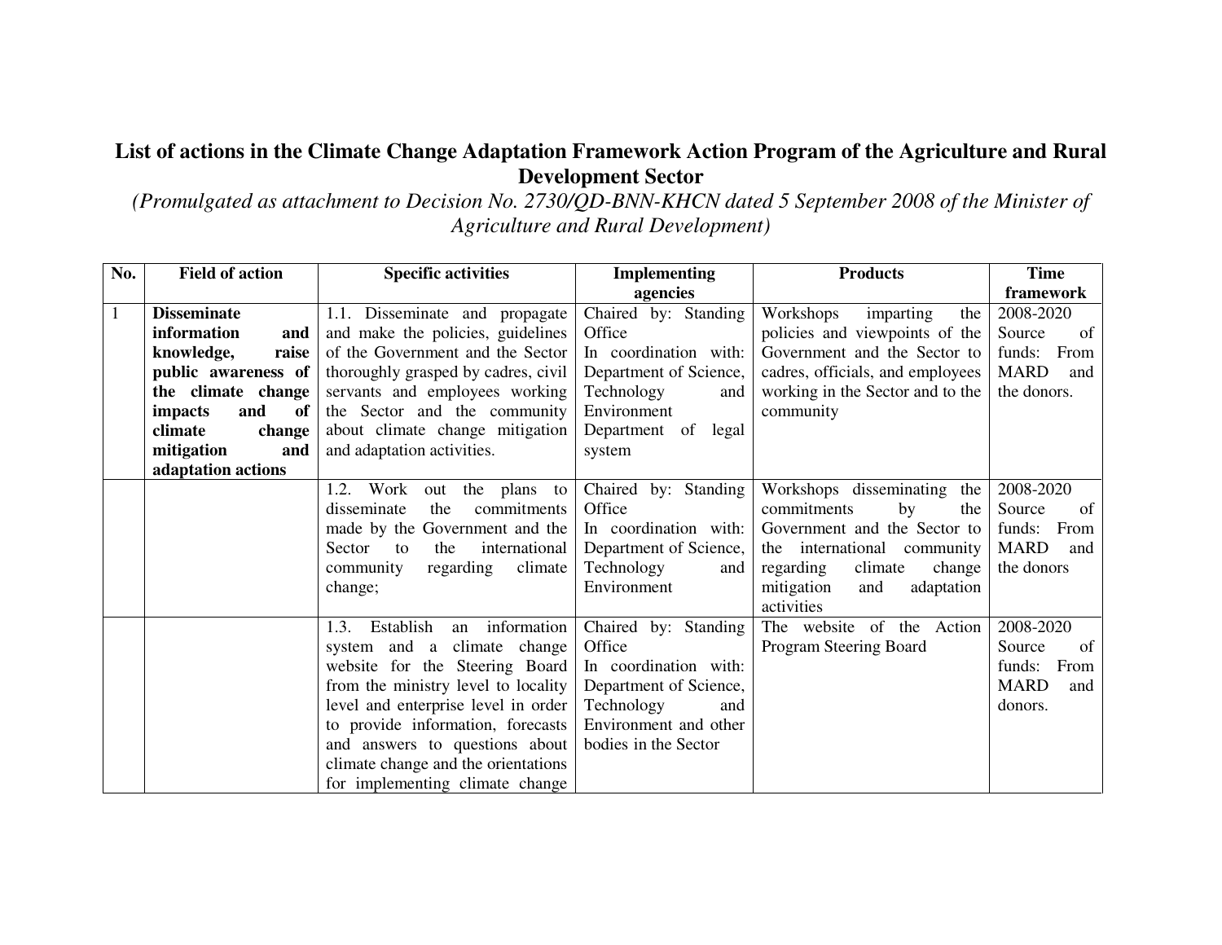**List of actions in the Climate Change Adaptation Framework Action Program of the Agriculture and Rural Development Sector**

*(Promulgated as attachment to Decision No. 2730/QD-BNN-KHCN dated 5 September 2008 of the Minister of Agriculture and Rural Development)*

| No. | Field of action | Specific activities | Implementing agencies | Products | Time framework |
|---|---|---|---|---|---|
| 1 | **Disseminate information and knowledge, raise public awareness of the climate change impacts and of climate change mitigation and adaptation actions** | 1.1. Disseminate and propagate and make the policies, guidelines of the Government and the Sector thoroughly grasped by cadres, civil servants and employees working the Sector and the community about climate change mitigation and adaptation activities. | Chaired by: Standing Office<br>In coordination with: Department of Science, Technology and Environment<br>Department of legal system | Workshops imparting the policies and viewpoints of the Government and the Sector to cadres, officials, and employees working in the Sector and to the community | 2008-2020<br>Source of funds: From MARD and the donors. |
| | | 1.2. Work out the plans to disseminate the commitments made by the Government and the Sector to the international community regarding climate change; | Chaired by: Standing Office<br>In coordination with: Department of Science, Technology and Environment | Workshops disseminating the commitments by the Government and the Sector to the international community regarding climate change mitigation and adaptation activities | 2008-2020<br>Source of funds: From MARD and the donors |
| | | 1.3. Establish an information system and a climate change website for the Steering Board from the ministry level to locality level and enterprise level in order to provide information, forecasts and answers to questions about climate change and the orientations for implementing climate change | Chaired by: Standing Office<br>In coordination with: Department of Science, Technology and Environment and other bodies in the Sector | The website of the Action Program Steering Board | 2008-2020<br>Source of funds: From MARD and donors. |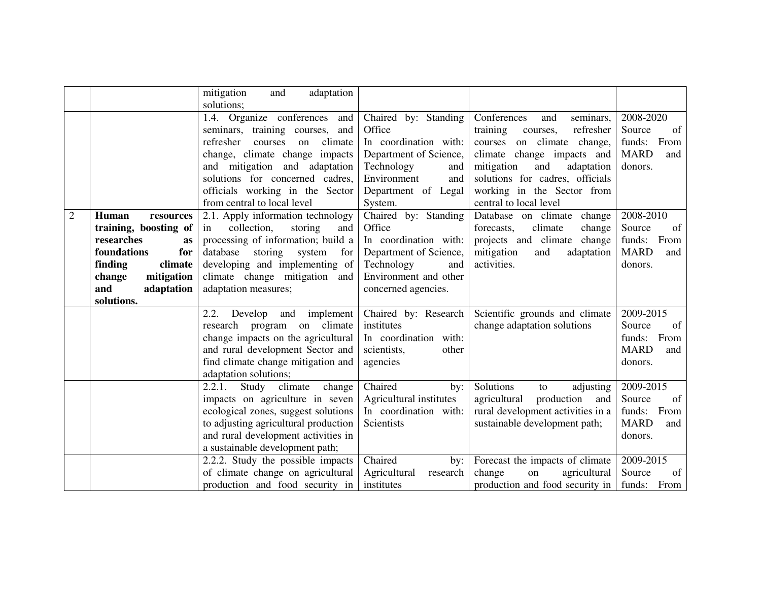| | | | | | |
|---|---|---|---|---|---|
| | | mitigation and adaptation solutions; | | | |
| | | 1.4. Organize conferences and seminars, training courses, and refresher courses on climate change, climate change impacts and mitigation and adaptation solutions for concerned cadres, officials working in the Sector from central to local level | Chaired by: Standing Office In coordination with: Department of Science, Technology and Environment and Department of Legal System. | Conferences and seminars, training courses, refresher courses on climate change, climate change impacts and mitigation and adaptation solutions for cadres, officials working in the Sector from central to local level | 2008-2020 Source of funds: From MARD and donors. |
| 2 | **Human resources training, boosting of researches as foundations for finding climate change mitigation and adaptation solutions.** | 2.1. Apply information technology in collection, storing and processing of information; build a database storing system for developing and implementing of climate change mitigation and adaptation measures; | Chaired by: Standing Office In coordination with: Department of Science, Technology and Environment and other concerned agencies. | Database on climate change forecasts, climate change projects and climate change mitigation and adaptation activities. | 2008-2010 Source of funds: From MARD and donors. |
| | | 2.2. Develop and implement research program on climate change impacts on the agricultural and rural development Sector and find climate change mitigation and adaptation solutions; | Chaired by: Research institutes In coordination with: scientists, other agencies | Scientific grounds and climate change adaptation solutions | 2009-2015 Source of funds: From MARD and donors. |
| | | 2.2.1. Study climate change impacts on agriculture in seven ecological zones, suggest solutions to adjusting agricultural production and rural development activities in a sustainable development path; | Chaired by: Agricultural institutes In coordination with: Scientists | Solutions to adjusting agricultural production and rural development activities in a sustainable development path; | 2009-2015 Source of funds: From MARD and donors. |
| | | 2.2.2. Study the possible impacts of climate change on agricultural production and food security in | Chaired by: Agricultural research institutes | Forecast the impacts of climate change on agricultural production and food security in | 2009-2015 Source of funds: From |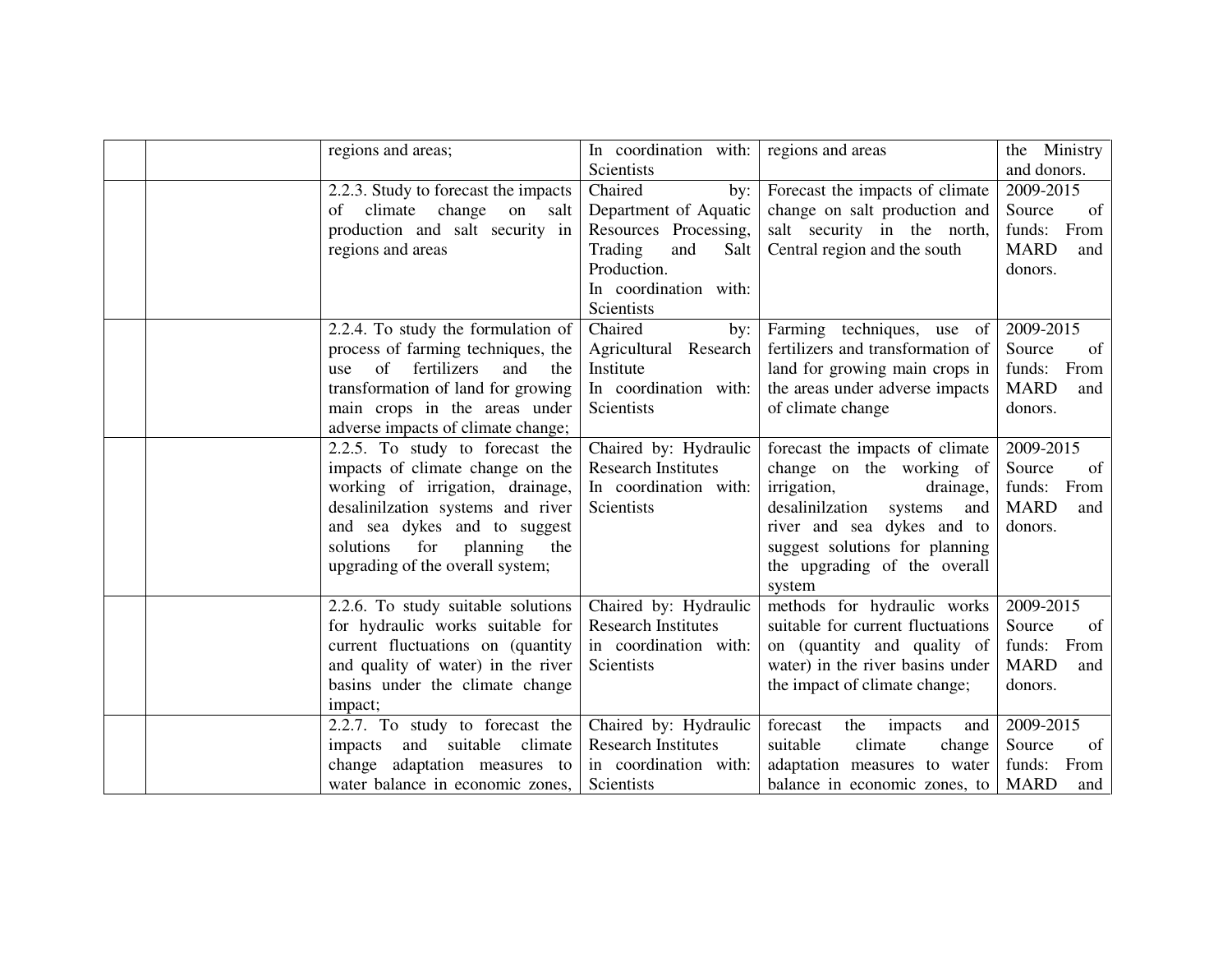| | | | | | |
|---|---|---|---|---|---|
| | | regions and areas; | In coordination with: Scientists | regions and areas | the Ministry and donors. |
| | | 2.2.3. Study to forecast the impacts of climate change on salt production and salt security in regions and areas | Chaired by: Department of Aquatic Resources Processing, Trading and Salt Production. In coordination with: Scientists | Forecast the impacts of climate change on salt production and salt security in the north, Central region and the south | 2009-2015 Source of funds: From MARD and donors. |
| | | 2.2.4. To study the formulation of process of farming techniques, the use of fertilizers and the transformation of land for growing main crops in the areas under adverse impacts of climate change; | Chaired by: Agricultural Research Institute In coordination with: Scientists | Farming techniques, use of fertilizers and transformation of land for growing main crops in the areas under adverse impacts of climate change | 2009-2015 Source of funds: From MARD and donors. |
| | | 2.2.5. To study to forecast the impacts of climate change on the working of irrigation, drainage, desalinilzation systems and river and sea dykes and to suggest solutions for planning the upgrading of the overall system; | Chaired by: Hydraulic Research Institutes In coordination with: Scientists | forecast the impacts of climate change on the working of irrigation, drainage, desalinilzation systems and river and sea dykes and to suggest solutions for planning the upgrading of the overall system | 2009-2015 Source of funds: From MARD and donors. |
| | | 2.2.6. To study suitable solutions for hydraulic works suitable for current fluctuations on (quantity and quality of water) in the river basins under the climate change impact; | Chaired by: Hydraulic Research Institutes in coordination with: Scientists | methods for hydraulic works suitable for current fluctuations on (quantity and quality of water) in the river basins under the impact of climate change; | 2009-2015 Source of funds: From MARD and donors. |
| | | 2.2.7. To study to forecast the impacts and suitable climate change adaptation measures to water balance in economic zones, | Chaired by: Hydraulic Research Institutes in coordination with: Scientists | forecast the impacts and suitable climate change adaptation measures to water balance in economic zones, to | 2009-2015 Source of funds: From MARD and |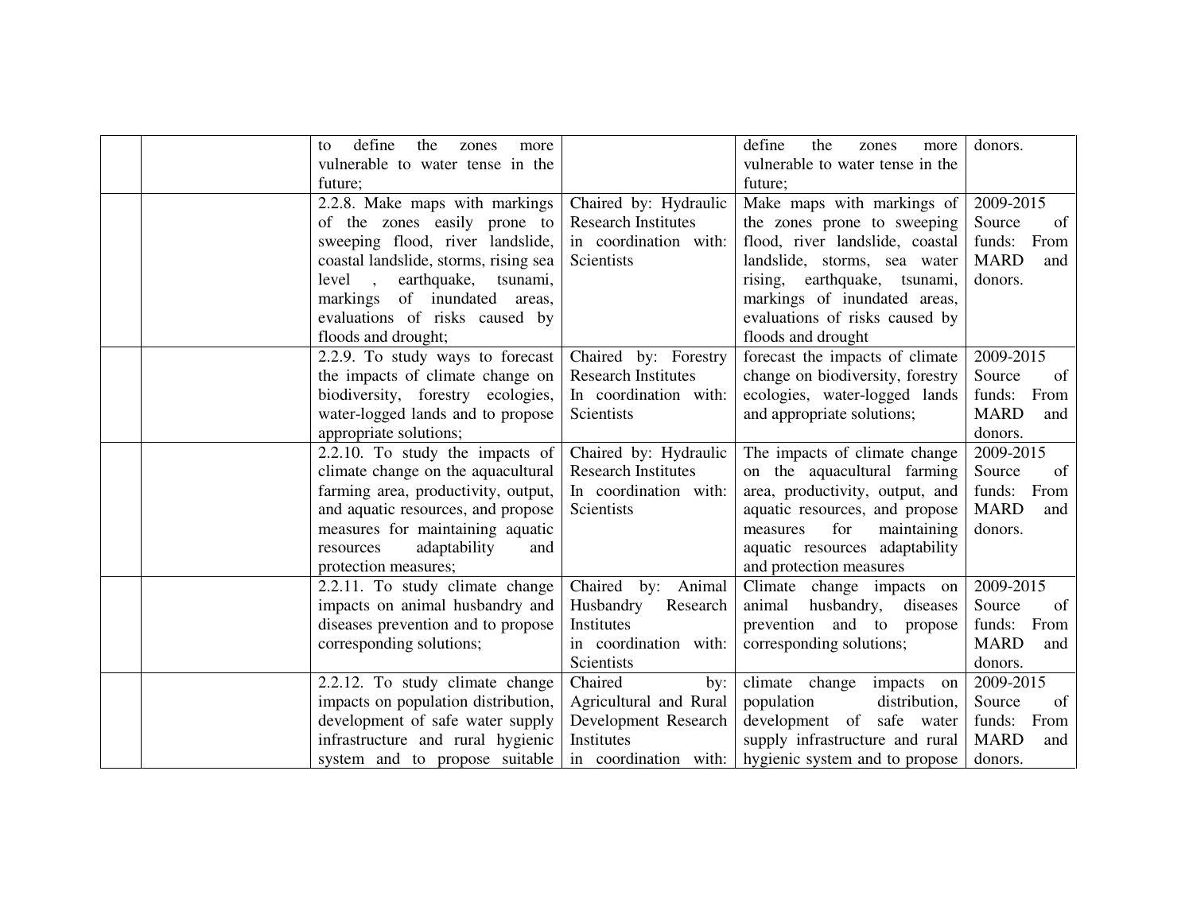| | | | | | |
|---|---|---|---|---|---|
| | | to define the zones more vulnerable to water tense in the future; | | define the zones more vulnerable to water tense in the future; | donors. |
| | | 2.2.8. Make maps with markings of the zones easily prone to sweeping flood, river landslide, coastal landslide, storms, rising sea level , earthquake, tsunami, markings of inundated areas, evaluations of risks caused by floods and drought; | Chaired by: Hydraulic Research Institutes in coordination with: Scientists | Make maps with markings of the zones prone to sweeping flood, river landslide, coastal landslide, storms, sea water rising, earthquake, tsunami, markings of inundated areas, evaluations of risks caused by floods and drought | 2009-2015 Source of funds: From MARD and donors. |
| | | 2.2.9. To study ways to forecast the impacts of climate change on biodiversity, forestry ecologies, water-logged lands and to propose appropriate solutions; | Chaired by: Forestry Research Institutes In coordination with: Scientists | forecast the impacts of climate change on biodiversity, forestry ecologies, water-logged lands and appropriate solutions; | 2009-2015 Source of funds: From MARD and donors. |
| | | 2.2.10. To study the impacts of climate change on the aquacultural farming area, productivity, output, and aquatic resources, and propose measures for maintaining aquatic resources adaptability and protection measures; | Chaired by: Hydraulic Research Institutes In coordination with: Scientists | The impacts of climate change on the aquacultural farming area, productivity, output, and aquatic resources, and propose measures for maintaining aquatic resources adaptability and protection measures | 2009-2015 Source of funds: From MARD and donors. |
| | | 2.2.11. To study climate change impacts on animal husbandry and diseases prevention and to propose corresponding solutions; | Chaired by: Animal Husbandry Research Institutes in coordination with: Scientists | Climate change impacts on animal husbandry, diseases prevention and to propose corresponding solutions; | 2009-2015 Source of funds: From MARD and donors. |
| | | 2.2.12. To study climate change impacts on population distribution, development of safe water supply infrastructure and rural hygienic system and to propose suitable | Chaired by: Agricultural and Rural Development Research Institutes in coordination with: | climate change impacts on population distribution, development of safe water supply infrastructure and rural hygienic system and to propose | 2009-2015 Source of funds: From MARD and donors. |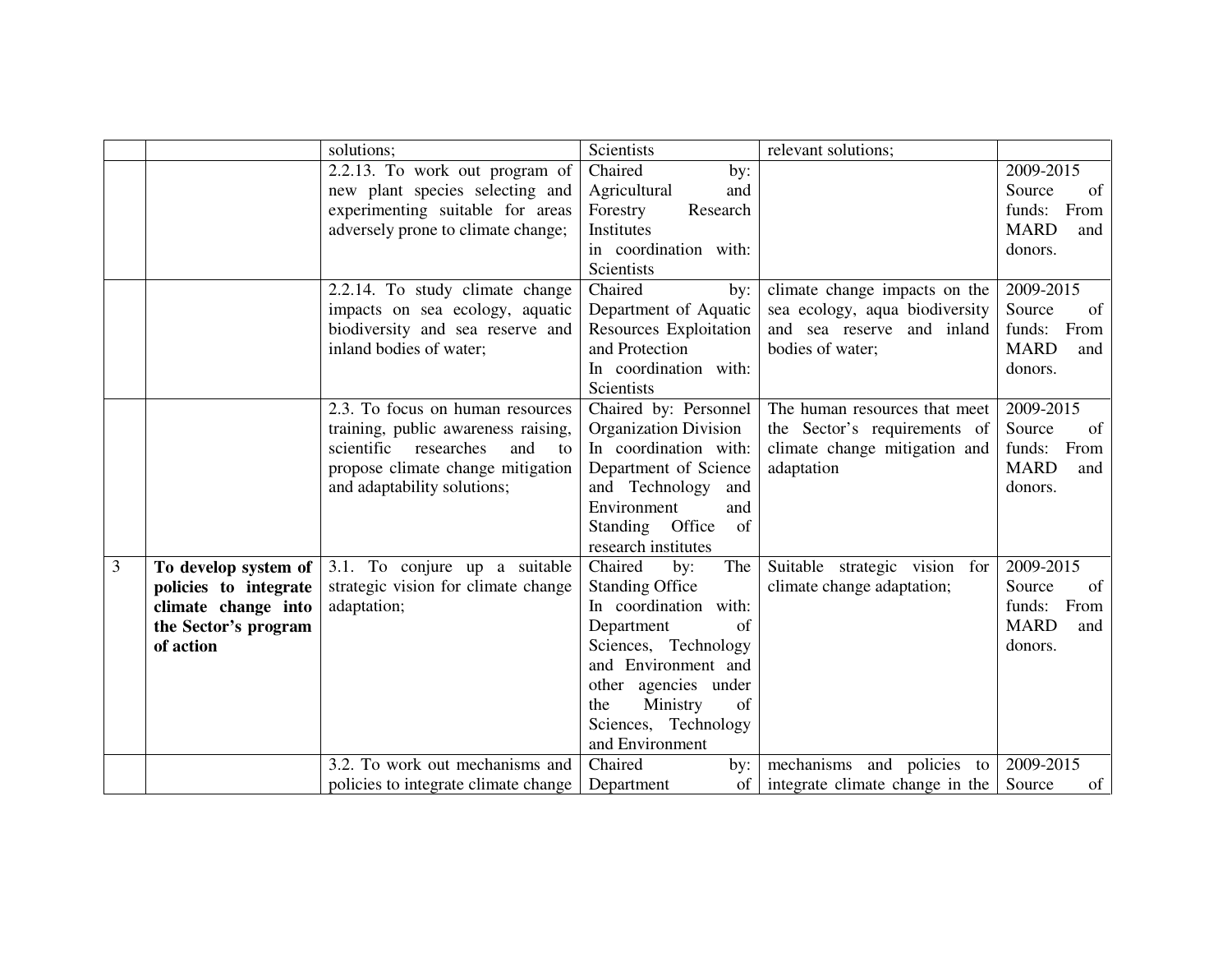| | | | | | |
|---|---|---|---|---|---|
| | | solutions; | Scientists | relevant solutions; | |
| | | 2.2.13. To work out program of new plant species selecting and experimenting suitable for areas adversely prone to climate change; | Chaired by: Agricultural and Forestry Research Institutes in coordination with: Scientists | | 2009-2015 Source of funds: From MARD and donors. |
| | | 2.2.14. To study climate change impacts on sea ecology, aquatic biodiversity and sea reserve and inland bodies of water; | Chaired by: Department of Aquatic Resources Exploitation and Protection In coordination with: Scientists | climate change impacts on the sea ecology, aqua biodiversity and sea reserve and inland bodies of water; | 2009-2015 Source of funds: From MARD and donors. |
| | | 2.3. To focus on human resources training, public awareness raising, scientific researches and to propose climate change mitigation and adaptability solutions; | Chaired by: Personnel Organization Division In coordination with: Department of Science and Technology and Environment and Standing Office of research institutes | The human resources that meet the Sector's requirements of climate change mitigation and adaptation | 2009-2015 Source of funds: From MARD and donors. |
| 3 | **To develop system of policies to integrate climate change into the Sector's program of action** | 3.1. To conjure up a suitable strategic vision for climate change adaptation; | Chaired by: The Standing Office In coordination with: Department of Sciences, Technology and Environment and other agencies under the Ministry of Sciences, Technology and Environment | Suitable strategic vision for climate change adaptation; | 2009-2015 Source of funds: From MARD and donors. |
| | | 3.2. To work out mechanisms and policies to integrate climate change | Chaired by: Department of | mechanisms and policies to integrate climate change in the | 2009-2015 Source of |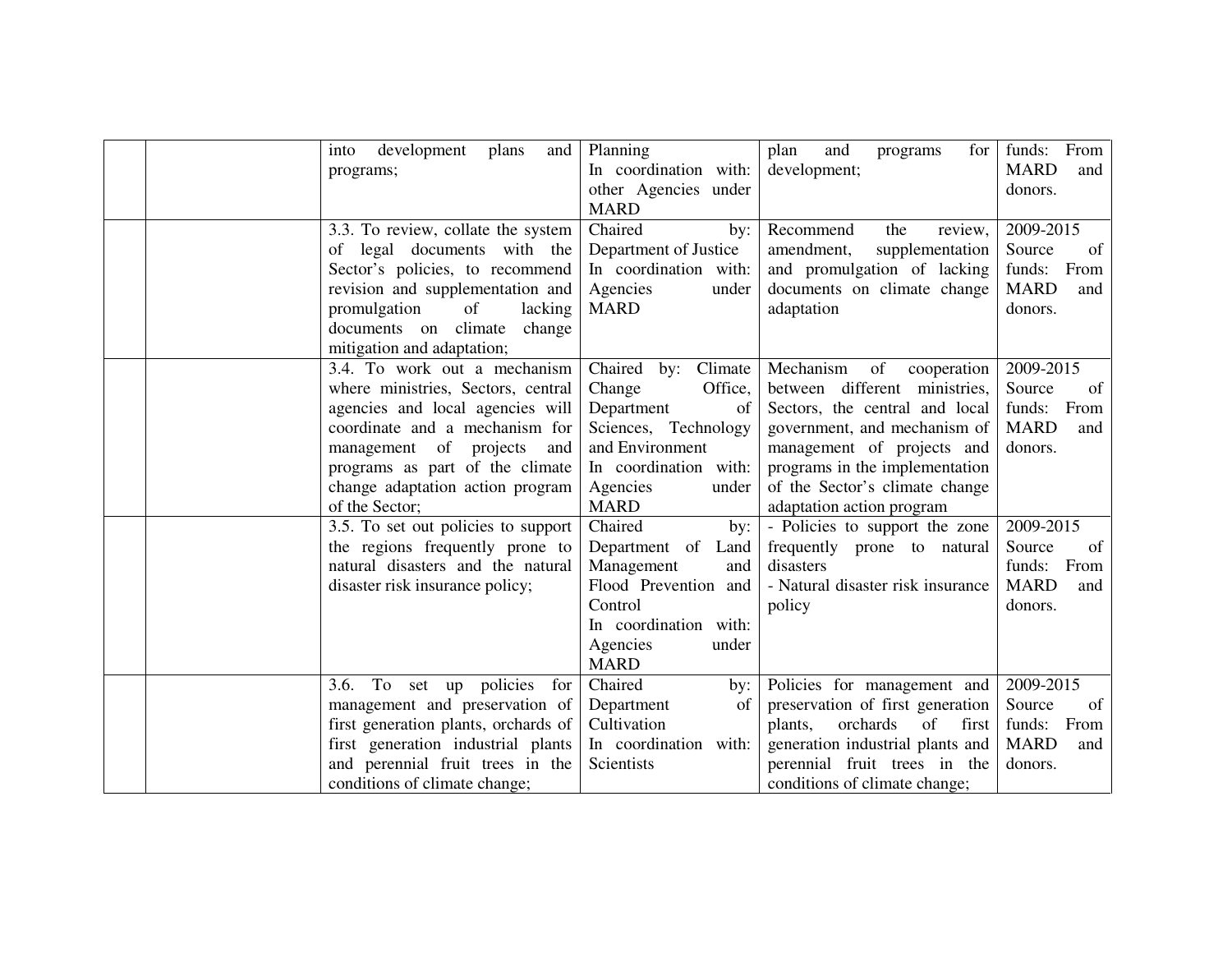| | | | | | |
|---|---|---|---|---|---|
| | | into development plans and programs; | Planning<br>In coordination with: other Agencies under MARD | plan and programs for development; | funds: From MARD and donors. |
| | | 3.3. To review, collate the system of legal documents with the Sector's policies, to recommend revision and supplementation and promulgation of lacking documents on climate change mitigation and adaptation; | Chaired by: Department of Justice<br>In coordination with: Agencies under MARD | Recommend the review, amendment, supplementation and promulgation of lacking documents on climate change adaptation | 2009-2015<br>Source of funds: From MARD and donors. |
| | | 3.4. To work out a mechanism where ministries, Sectors, central agencies and local agencies will coordinate and a mechanism for management of projects and programs as part of the climate change adaptation action program of the Sector; | Chaired by: Climate Change Office, Department of Sciences, Technology and Environment<br>In coordination with: Agencies under MARD | Mechanism of cooperation between different ministries, Sectors, the central and local government, and mechanism of management of projects and programs in the implementation of the Sector's climate change adaptation action program | 2009-2015<br>Source of funds: From MARD and donors. |
| | | 3.5. To set out policies to support the regions frequently prone to natural disasters and the natural disaster risk insurance policy; | Chaired by: Department of Land Management and Flood Prevention and Control<br>In coordination with: Agencies under MARD | - Policies to support the zone frequently prone to natural disasters<br>- Natural disaster risk insurance policy | 2009-2015<br>Source of funds: From MARD and donors. |
| | | 3.6. To set up policies for management and preservation of first generation plants, orchards of first generation industrial plants and perennial fruit trees in the conditions of climate change; | Chaired by: Department of Cultivation<br>In coordination with: Scientists | Policies for management and preservation of first generation plants, orchards of first generation industrial plants and perennial fruit trees in the conditions of climate change; | 2009-2015<br>Source of funds: From MARD and donors. |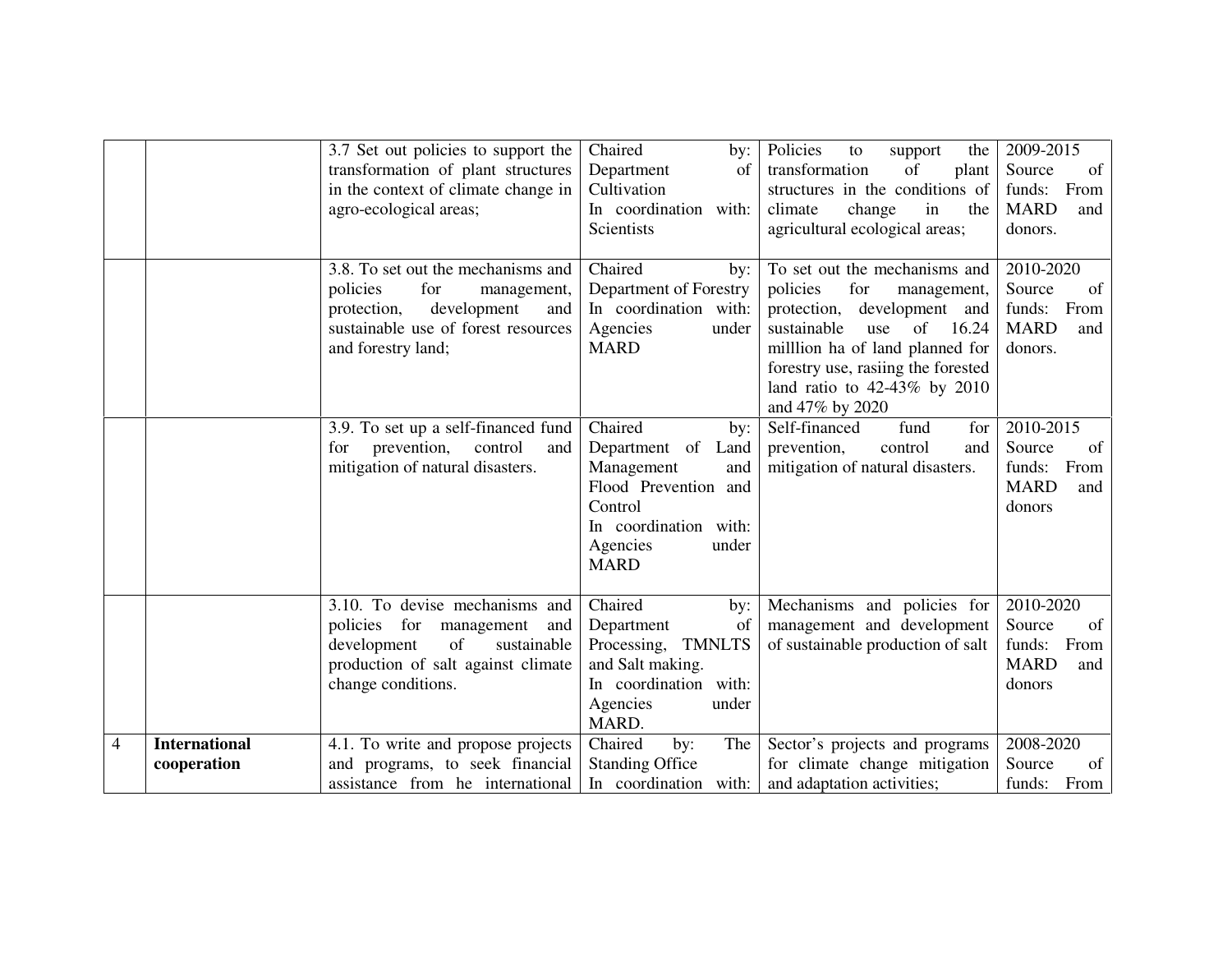| | | | | | |
|---|---|---|---|---|---|
| | | 3.7 Set out policies to support the transformation of plant structures in the context of climate change in agro-ecological areas; | Chaired by: Department of Cultivation<br>In coordination with: Scientists | Policies to support the transformation of plant structures in the conditions of climate change in the agricultural ecological areas; | 2009-2015<br>Source of funds: From MARD and donors. |
| | | 3.8. To set out the mechanisms and policies for management, protection, development and sustainable use of forest resources and forestry land; | Chaired by: Department of Forestry<br>In coordination with: Agencies under MARD | To set out the mechanisms and policies for management, protection, development and sustainable use of 16.24 milllion ha of land planned for forestry use, rasiing the forested land ratio to 42-43% by 2010 and 47% by 2020 | 2010-2020<br>Source of funds: From MARD and donors. |
| | | 3.9. To set up a self-financed fund for prevention, control and mitigation of natural disasters. | Chaired by: Department of Land Management and Flood Prevention and Control<br>In coordination with: Agencies under MARD | Self-financed fund for prevention, control and mitigation of natural disasters. | 2010-2015<br>Source of funds: From MARD and donors |
| | | 3.10. To devise mechanisms and policies for management and development of sustainable production of salt against climate change conditions. | Chaired by: Department of Processing, TMNLTS and Salt making.<br>In coordination with: Agencies under MARD. | Mechanisms and policies for management and development of sustainable production of salt | 2010-2020<br>Source of funds: From MARD and donors |
| 4 | **International cooperation** | 4.1. To write and propose projects and programs, to seek financial assistance from he international | Chaired by: The Standing Office<br>In coordination with: | Sector's projects and programs for climate change mitigation and adaptation activities; | 2008-2020<br>Source of funds: From |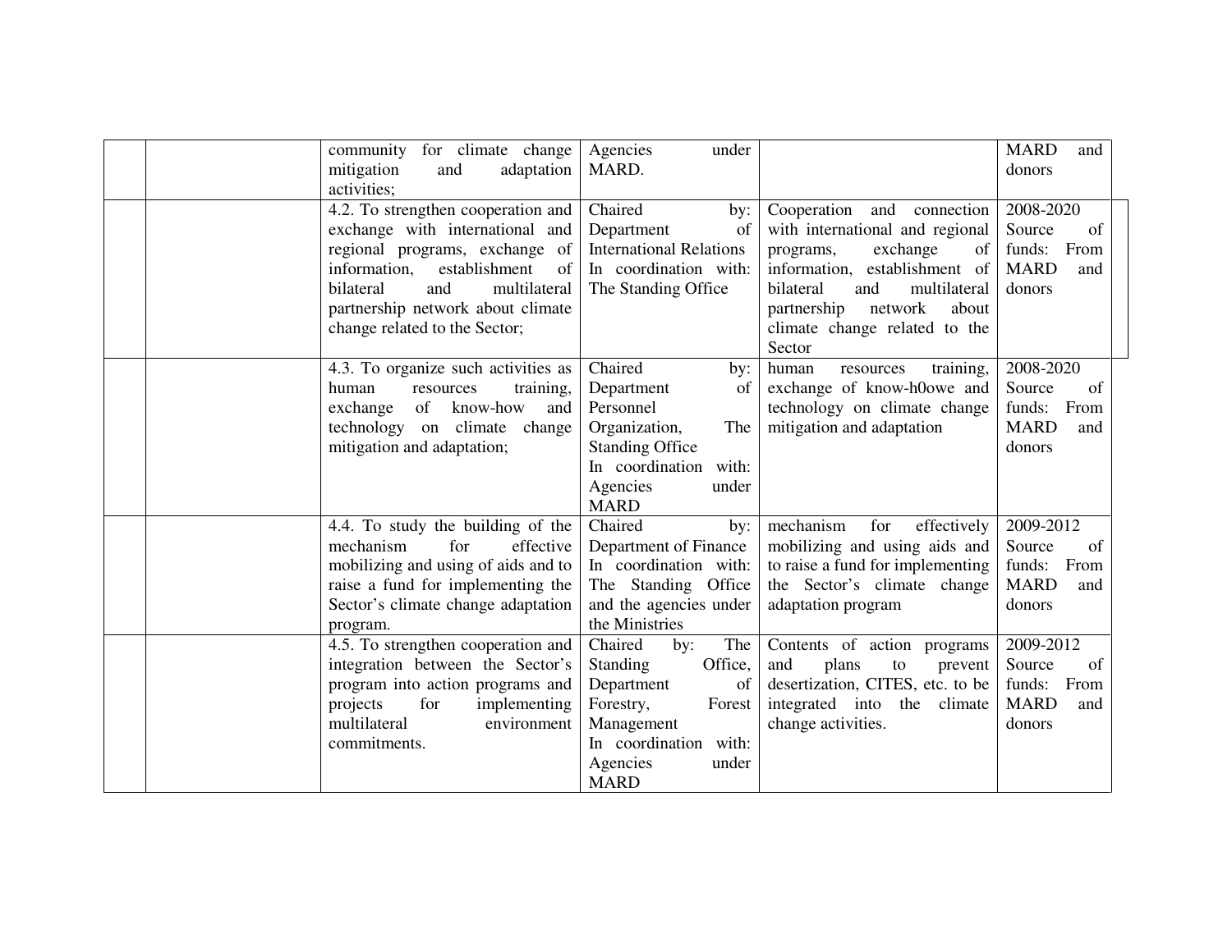| | | | | | |
|---|---|---|---|---|---|
| | | community for climate change mitigation and adaptation activities; | Agencies under MARD. | | MARD and donors |
| | | 4.2. To strengthen cooperation and exchange with international and regional programs, exchange of information, establishment of bilateral and multilateral partnership network about climate change related to the Sector; | Chaired by: Department of International Relations In coordination with: The Standing Office | Cooperation and connection with international and regional programs, exchange of information, establishment of bilateral and multilateral partnership network about climate change related to the Sector | 2008-2020 Source of funds: From MARD and donors |
| | | 4.3. To organize such activities as human resources training, exchange of know-how and technology on climate change mitigation and adaptation; | Chaired by: Department of Personnel Organization, The Standing Office In coordination with: Agencies under MARD | human resources training, exchange of know-h0owe and technology on climate change mitigation and adaptation | 2008-2020 Source of funds: From MARD and donors |
| | | 4.4. To study the building of the mechanism for effective mobilizing and using of aids and to raise a fund for implementing the Sector's climate change adaptation program. | Chaired by: Department of Finance In coordination with: The Standing Office and the agencies under the Ministries | mechanism for effectively mobilizing and using aids and to raise a fund for implementing the Sector's climate change adaptation program | 2009-2012 Source of funds: From MARD and donors |
| | | 4.5. To strengthen cooperation and integration between the Sector's program into action programs and projects for implementing multilateral environment commitments. | Chaired by: The Standing Office, Department of Forestry, Forest Management In coordination with: Agencies under MARD | Contents of action programs and plans to prevent desertization, CITES, etc. to be integrated into the climate change activities. | 2009-2012 Source of funds: From MARD and donors |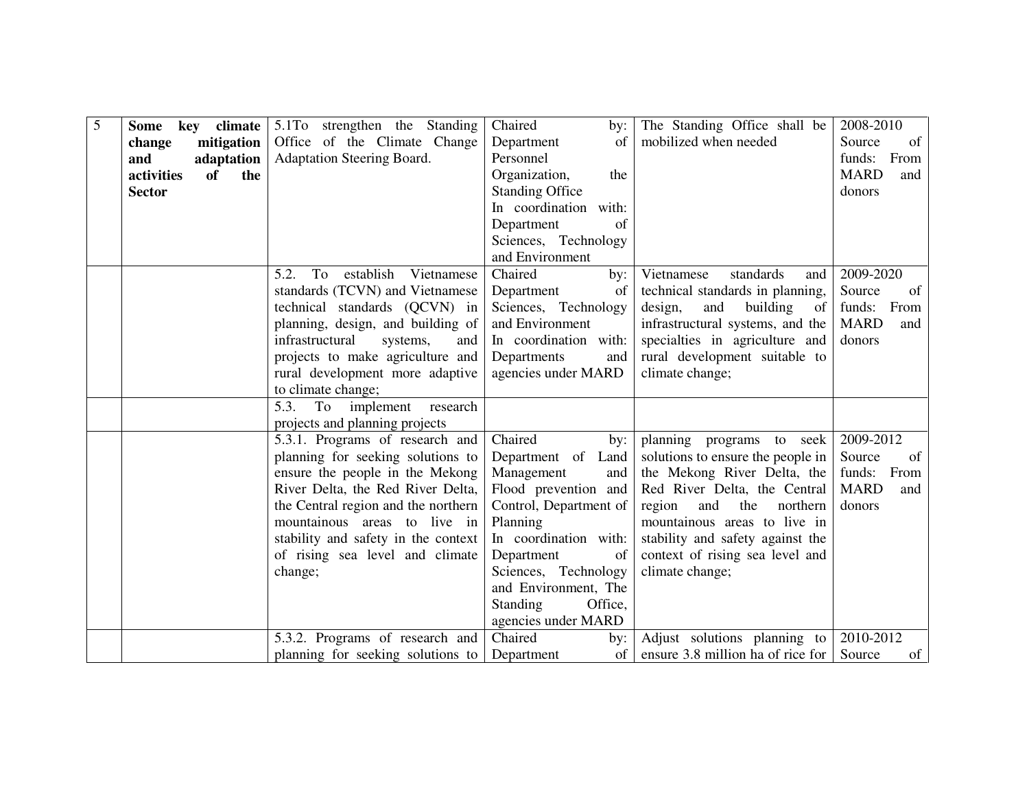| 5 | **Some key climate change mitigation and adaptation activities of the Sector** | 5.1To strengthen the Standing Office of the Climate Change Adaptation Steering Board. | Chaired by: Department of Personnel Organization, the Standing Office<br>In coordination with: Department of Sciences, Technology and Environment | The Standing Office shall be mobilized when needed | 2008-2010<br>Source of funds: From MARD and donors |
|---|---|---|---|---|---|
| | | 5.2. To establish Vietnamese standards (TCVN) and Vietnamese technical standards (QCVN) in planning, design, and building of infrastructural systems, and projects to make agriculture and rural development more adaptive to climate change; | Chaired by: Department of Sciences, Technology and Environment<br>In coordination with: Departments and agencies under MARD | Vietnamese standards and technical standards in planning, design, and building of infrastructural systems, and the specialties in agriculture and rural development suitable to climate change; | 2009-2020<br>Source of funds: From MARD and donors |
| | | 5.3. To implement research projects and planning projects | | | |
| | | 5.3.1. Programs of research and planning for seeking solutions to ensure the people in the Mekong River Delta, the Red River Delta, the Central region and the northern mountainous areas to live in stability and safety in the context of rising sea level and climate change; | Chaired by: Department of Land Management and Flood prevention and Control, Department of Planning<br>In coordination with: Department of Sciences, Technology and Environment, The Standing Office, agencies under MARD | planning programs to seek solutions to ensure the people in the Mekong River Delta, the Red River Delta, the Central region and the northern mountainous areas to live in stability and safety against the context of rising sea level and climate change; | 2009-2012<br>Source of funds: From MARD and donors |
| | | 5.3.2. Programs of research and planning for seeking solutions to | Chaired by: Department of | Adjust solutions planning to ensure 3.8 million ha of rice for | 2010-2012<br>Source of |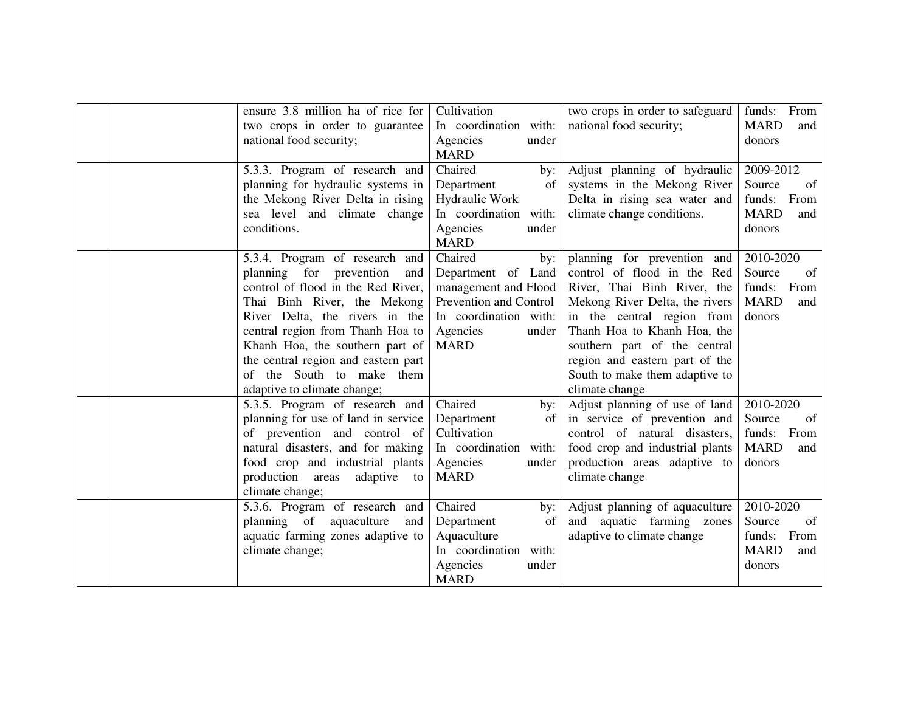| | | | | | |
|---|---|---|---|---|---|
| | | ensure 3.8 million ha of rice for two crops in order to guarantee national food security; | Cultivation<br>In coordination with: Agencies under MARD | two crops in order to safeguard national food security; | funds: From MARD and donors |
| | | 5.3.3. Program of research and planning for hydraulic systems in the Mekong River Delta in rising sea level and climate change conditions. | Chaired by: Department of Hydraulic Work<br>In coordination with: Agencies under MARD | Adjust planning of hydraulic systems in the Mekong River Delta in rising sea water and climate change conditions. | 2009-2012<br>Source of funds: From MARD and donors |
| | | 5.3.4. Program of research and planning for prevention and control of flood in the Red River, Thai Binh River, the Mekong River Delta, the rivers in the central region from Thanh Hoa to Khanh Hoa, the southern part of the central region and eastern part of the South to make them adaptive to climate change; | Chaired by: Department of Land management and Flood Prevention and Control<br>In coordination with: Agencies under MARD | planning for prevention and control of flood in the Red River, Thai Binh River, the Mekong River Delta, the rivers in the central region from Thanh Hoa to Khanh Hoa, the southern part of the central region and eastern part of the South to make them adaptive to climate change | 2010-2020<br>Source of funds: From MARD and donors |
| | | 5.3.5. Program of research and planning for use of land in service of prevention and control of natural disasters, and for making food crop and industrial plants production areas adaptive to climate change; | Chaired by: Department of Cultivation<br>In coordination with: Agencies under MARD | Adjust planning of use of land in service of prevention and control of natural disasters, food crop and industrial plants production areas adaptive to climate change | 2010-2020<br>Source of funds: From MARD and donors |
| | | 5.3.6. Program of research and planning of aquaculture and aquatic farming zones adaptive to climate change; | Chaired by: Department of Aquaculture<br>In coordination with: Agencies under MARD | Adjust planning of aquaculture and aquatic farming zones adaptive to climate change | 2010-2020<br>Source of funds: From MARD and donors |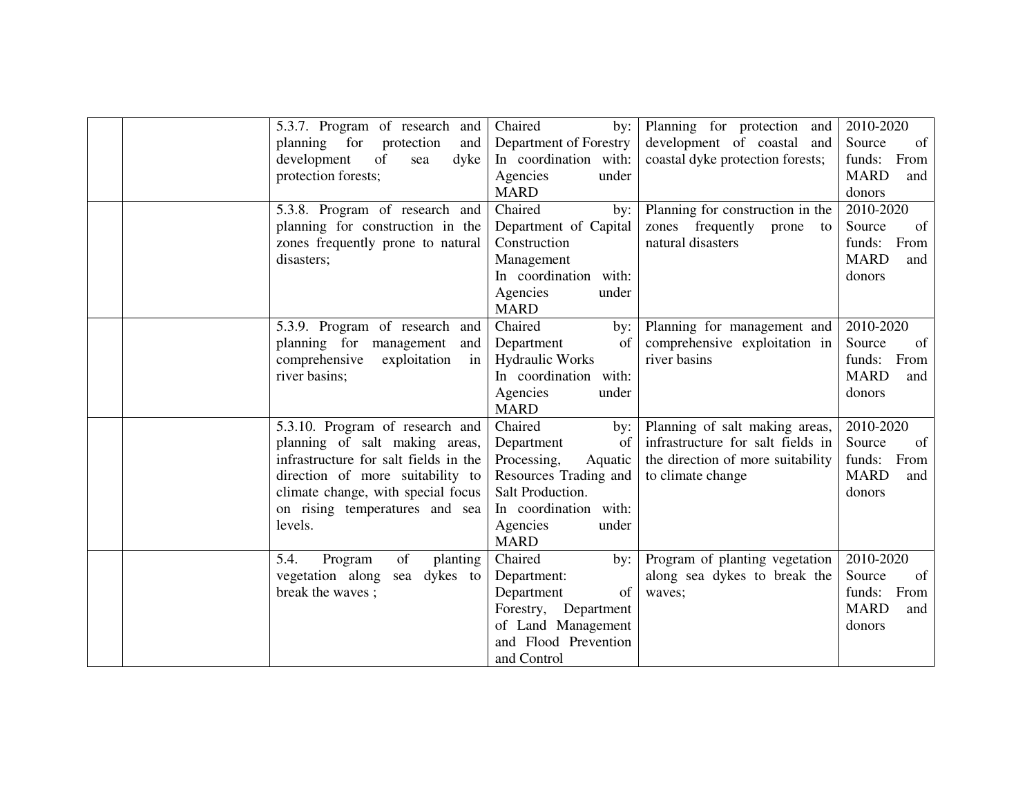| | | | | | |
|---|---|---|---|---|---|
| | | 5.3.7. Program of research and planning for protection and development of sea dyke protection forests; | Chaired by: Department of Forestry In coordination with: Agencies under MARD | Planning for protection and development of coastal and coastal dyke protection forests; | 2010-2020 Source of funds: From MARD and donors |
| | | 5.3.8. Program of research and planning for construction in the zones frequently prone to natural disasters; | Chaired by: Department of Capital Construction Management In coordination with: Agencies under MARD | Planning for construction in the zones frequently prone to natural disasters | 2010-2020 Source of funds: From MARD and donors |
| | | 5.3.9. Program of research and planning for management and comprehensive exploitation in river basins; | Chaired by: Department of Hydraulic Works In coordination with: Agencies under MARD | Planning for management and comprehensive exploitation in river basins | 2010-2020 Source of funds: From MARD and donors |
| | | 5.3.10. Program of research and planning of salt making areas, infrastructure for salt fields in the direction of more suitability to climate change, with special focus on rising temperatures and sea levels. | Chaired by: Department of Processing, Aquatic Resources Trading and Salt Production. In coordination with: Agencies under MARD | Planning of salt making areas, infrastructure for salt fields in the direction of more suitability to climate change | 2010-2020 Source of funds: From MARD and donors |
| | | 5.4. Program of planting vegetation along sea dykes to break the waves ; | Chaired by: Department: Department of Forestry, Department of Land Management and Flood Prevention and Control | Program of planting vegetation along sea dykes to break the waves; | 2010-2020 Source of funds: From MARD and donors |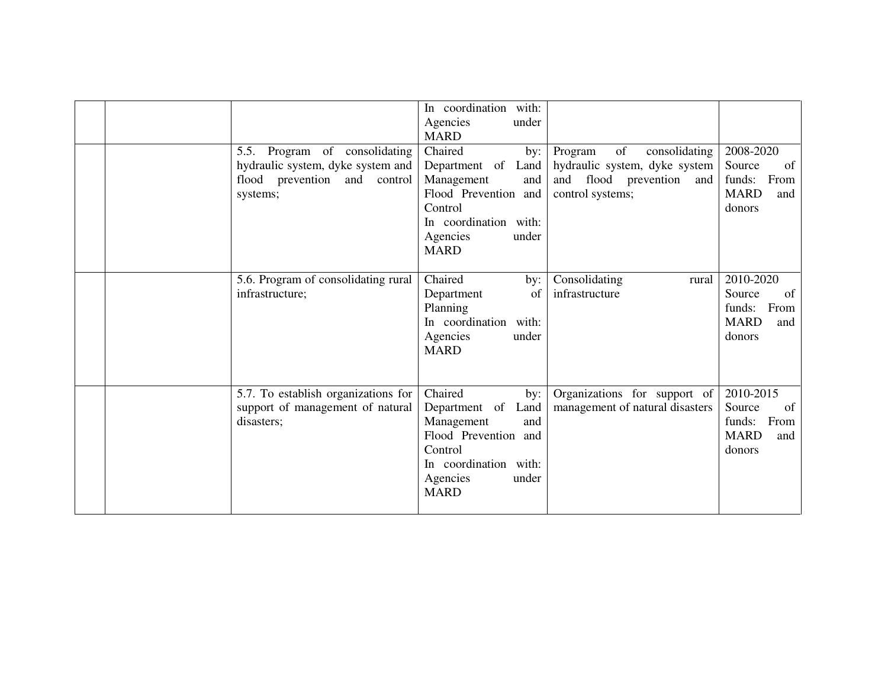| | | | | | |
|---|---|---|---|---|---|
| | | | In coordination with: Agencies under MARD | | |
| | | 5.5. Program of consolidating hydraulic system, dyke system and flood prevention and control systems; | Chaired by: Department of Land Management and Flood Prevention and Control<br>In coordination with: Agencies under MARD | Program of consolidating hydraulic system, dyke system and flood prevention and control systems; | 2008-2020<br>Source of funds: From MARD and donors |
| | | 5.6. Program of consolidating rural infrastructure; | Chaired by: Department of Planning<br>In coordination with: Agencies under MARD | Consolidating rural infrastructure | 2010-2020<br>Source of funds: From MARD and donors |
| | | 5.7. To establish organizations for support of management of natural disasters; | Chaired by: Department of Land Management and Flood Prevention and Control<br>In coordination with: Agencies under MARD | Organizations for support of management of natural disasters | 2010-2015<br>Source of funds: From MARD and donors |